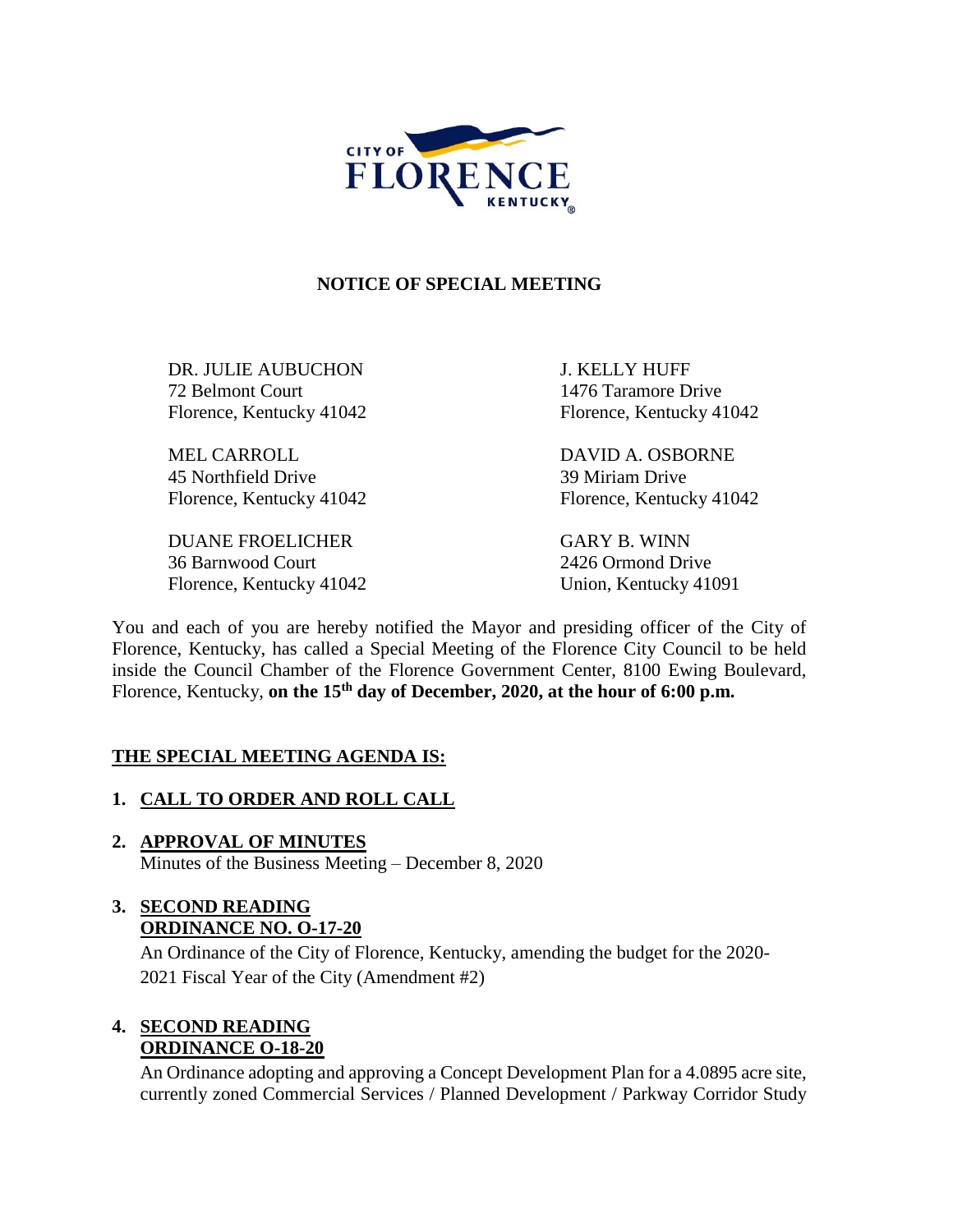CITY OF FLORENCE KENTUCKY

## NOTICE OF SPECIAL MEETING

DR. JULIE AUBUCHON
72 Belmont Court
Florence, Kentucky 41042

MEL CARROLL
45 Northfield Drive
Florence, Kentucky 41042

DUANE FROELICHER
36 Barnwood Court
Florence, Kentucky 41042

J. KELLY HUFF
1476 Taramore Drive
Florence, Kentucky 41042

DAVID A. OSBORNE
39 Miriam Drive
Florence, Kentucky 41042

GARY B. WINN
2426 Ormond Drive
Union, Kentucky 41091

You and each of you are hereby notified the Mayor and presiding officer of the City of Florence, Kentucky, has called a Special Meeting of the Florence City Council to be held inside the Council Chamber of the Florence Government Center, 8100 Ewing Boulevard, Florence, Kentucky, **on the 15th day of December, 2020, at the hour of 6:00 p.m.**

### THE SPECIAL MEETING AGENDA IS:

1. **CALL TO ORDER AND ROLL CALL**

2. **APPROVAL OF MINUTES**
   Minutes of the Business Meeting – December 8, 2020

3. **SECOND READING**
   **ORDINANCE NO. O-17-20**
   An Ordinance of the City of Florence, Kentucky, amending the budget for the 2020-2021 Fiscal Year of the City (Amendment #2)

4. **SECOND READING**
   **ORDINANCE O-18-20**
   An Ordinance adopting and approving a Concept Development Plan for a 4.0895 acre site, currently zoned Commercial Services / Planned Development / Parkway Corridor Study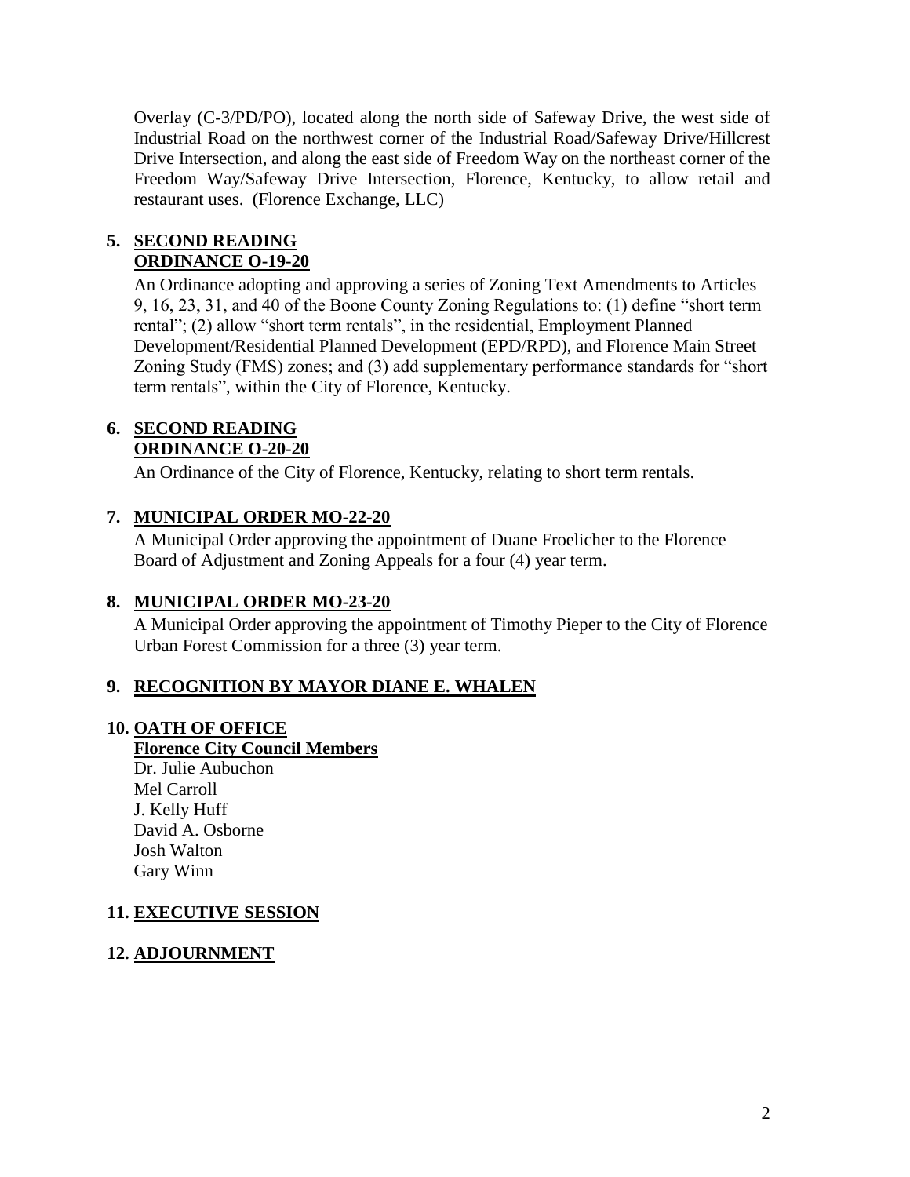Overlay (C-3/PD/PO), located along the north side of Safeway Drive, the west side of Industrial Road on the northwest corner of the Industrial Road/Safeway Drive/Hillcrest Drive Intersection, and along the east side of Freedom Way on the northeast corner of the Freedom Way/Safeway Drive Intersection, Florence, Kentucky, to allow retail and restaurant uses. (Florence Exchange, LLC)

**5. SECOND READING**
**ORDINANCE O-19-20**

An Ordinance adopting and approving a series of Zoning Text Amendments to Articles 9, 16, 23, 31, and 40 of the Boone County Zoning Regulations to: (1) define "short term rental"; (2) allow "short term rentals", in the residential, Employment Planned Development/Residential Planned Development (EPD/RPD), and Florence Main Street Zoning Study (FMS) zones; and (3) add supplementary performance standards for "short term rentals", within the City of Florence, Kentucky.

**6. SECOND READING**
**ORDINANCE O-20-20**

An Ordinance of the City of Florence, Kentucky, relating to short term rentals.

**7. MUNICIPAL ORDER MO-22-20**

A Municipal Order approving the appointment of Duane Froelicher to the Florence Board of Adjustment and Zoning Appeals for a four (4) year term.

**8. MUNICIPAL ORDER MO-23-20**

A Municipal Order approving the appointment of Timothy Pieper to the City of Florence Urban Forest Commission for a three (3) year term.

**9. RECOGNITION BY MAYOR DIANE E. WHALEN**

**10. OATH OF OFFICE**
**Florence City Council Members**

Dr. Julie Aubuchon
Mel Carroll
J. Kelly Huff
David A. Osborne
Josh Walton
Gary Winn

**11. EXECUTIVE SESSION**

**12. ADJOURNMENT**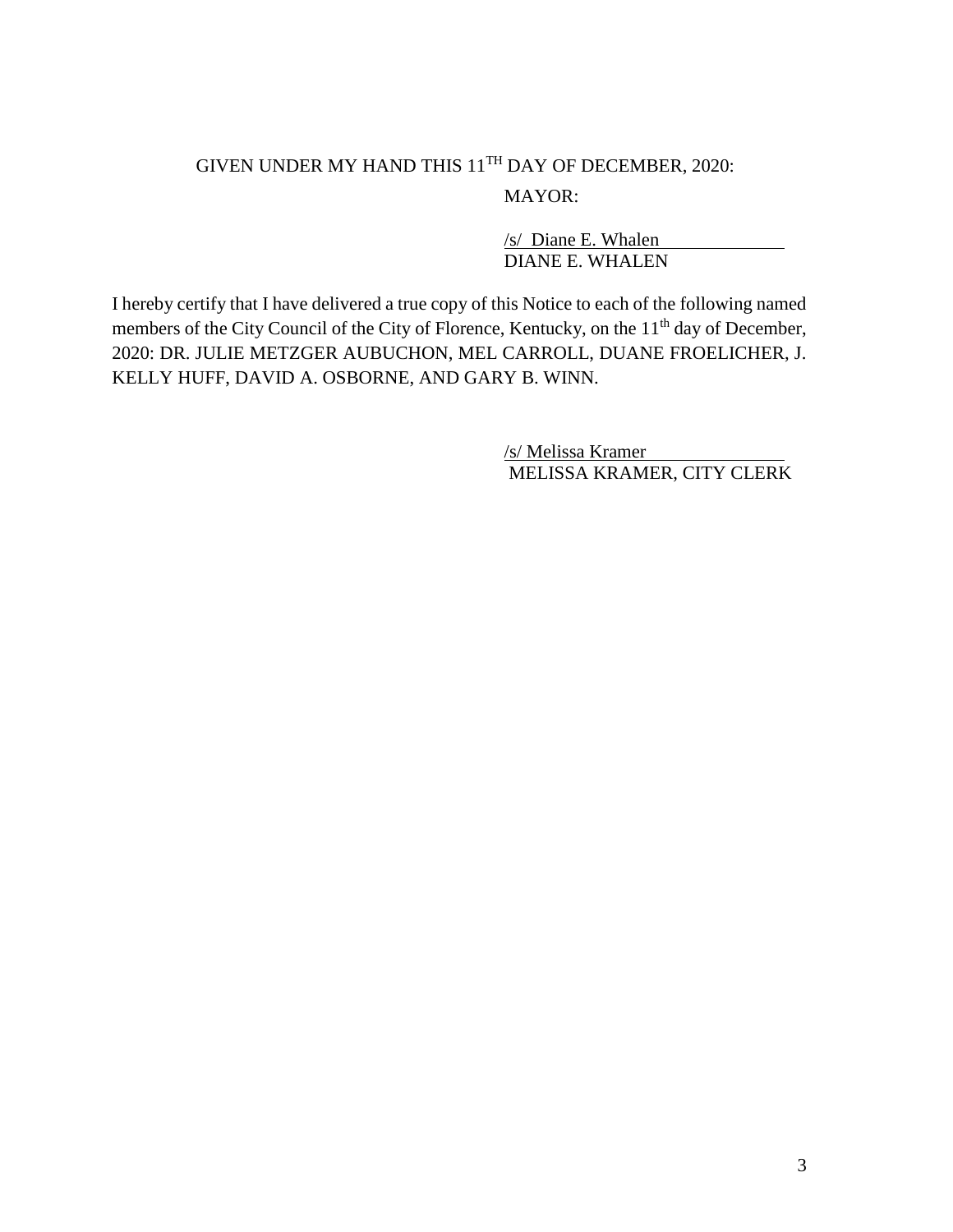GIVEN UNDER MY HAND THIS 11TH DAY OF DECEMBER, 2020:

MAYOR:

/s/ Diane E. Whalen
DIANE E. WHALEN

I hereby certify that I have delivered a true copy of this Notice to each of the following named members of the City Council of the City of Florence, Kentucky, on the 11th day of December, 2020: DR. JULIE METZGER AUBUCHON, MEL CARROLL, DUANE FROELICHER, J. KELLY HUFF, DAVID A. OSBORNE, AND GARY B. WINN.

/s/ Melissa Kramer
MELISSA KRAMER, CITY CLERK